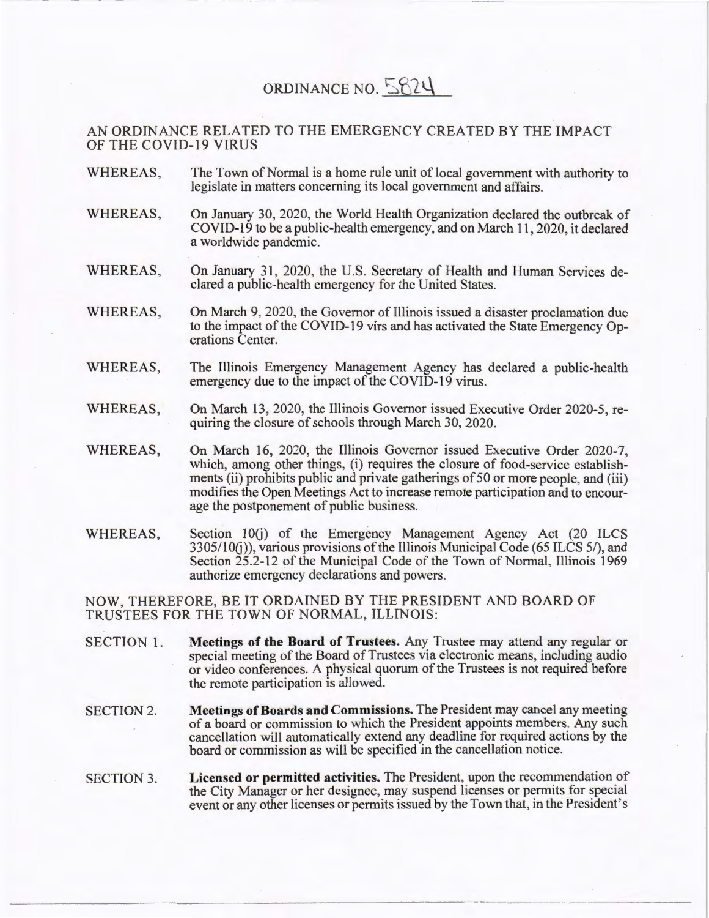# ORDINANCE NO. 5824

## AN ORDINANCE RELATED TO THE EMERGENCY CREATED BY THE IMPACT OF THE COVID-19 VIRUS

WHEREAS, The Town of Normal is a home rule unit of local government with authority to legislate in matters concerning its local government and affairs.

WHEREAS, On January 30, 2020, the World Health Organization declared the outbreak of COVID-19 to be a public-health emergency, and on March 11, 2020, it declared a worldwide pandemic.

WHEREAS, On January 31, 2020, the U.S. Secretary of Health and Human Services declared a public-health emergency for the United States.

WHEREAS, On March 9, 2020, the Governor of Illinois issued a disaster proclamation due to the impact of the COVID-19 virs and has activated the State Emergency Operations Center.

WHEREAS, The Illinois Emergency Management Agency has declared a public-health emergency due to the impact of the COVID-19 virus.

WHEREAS, On March 13, 2020, the Illinois Governor issued Executive Order 2020-5, requiring the closure of schools through March 30, 2020.

WHEREAS, On March 16, 2020, the Illinois Governor issued Executive Order 2020-7, which, among other things, (i) requires the closure of food-service establishments (ii) prohibits public and private gatherings of 50 or more people, and (iii) modifies the Open Meetings Act to increase remote participation and to encourage the postponement of public business.

WHEREAS, Section 10(j) of the Emergency Management Agency Act (20 ILCS 3305/10(j)), various provisions of the Illinois Municipal Code (65 ILCS 5/), and Section 25.2-12 of the Municipal Code of the Town of Normal, Illinois 1969 authorize emergency declarations and powers.

NOW, THEREFORE, BE IT ORDAINED BY THE PRESIDENT AND BOARD OF TRUSTEES FOR THE TOWN OF NORMAL, ILLINOIS:

SECTION 1. **Meetings of the Board of Trustees.** Any Trustee may attend any regular or special meeting of the Board of Trustees via electronic means, including audio or video conferences. A physical quorum of the Trustees is not required before the remote participation is allowed.

SECTION 2. **Meetings of Boards and Commissions.** The President may cancel any meeting of a board or commission to which the President appoints members. Any such cancellation will automatically extend any deadline for required actions by the board or commission as will be specified in the cancellation notice.

SECTION 3. **Licensed or permitted activities.** The President, upon the recommendation of the City Manager or her designee, may suspend licenses or permits for special event or any other licenses or permits issued by the Town that, in the President's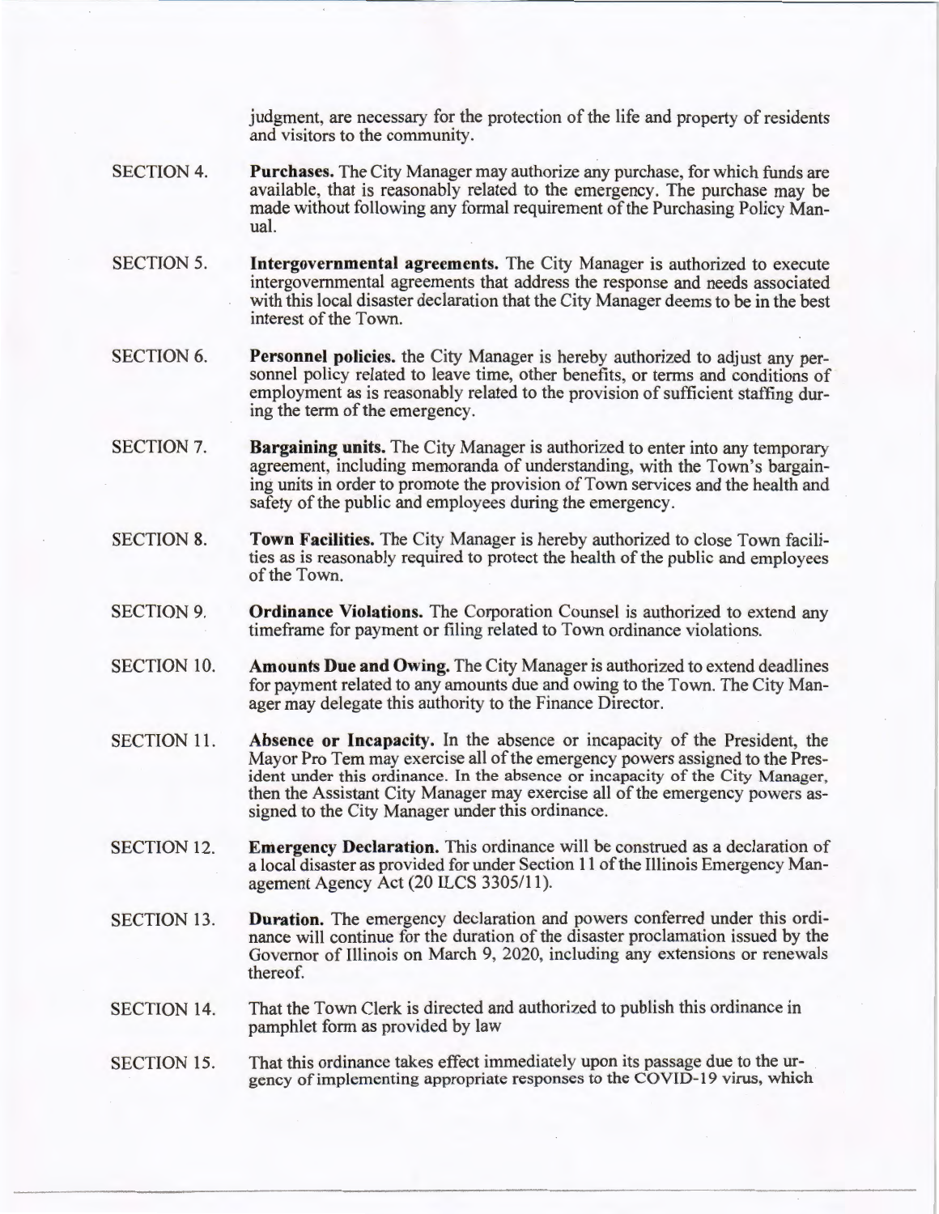judgment, are necessary for the protection of the life and property of residents and visitors to the community.

SECTION 4. **Purchases.** The City Manager may authorize any purchase, for which funds are available, that is reasonably related to the emergency. The purchase may be made without following any formal requirement of the Purchasing Policy Manual.

SECTION 5. **Intergovernmental agreements.** The City Manager is authorized to execute intergovernmental agreements that address the response and needs associated with this local disaster declaration that the City Manager deems to be in the best interest of the Town.

SECTION 6. **Personnel policies.** the City Manager is hereby authorized to adjust any personnel policy related to leave time, other benefits, or terms and conditions of employment as is reasonably related to the provision of sufficient staffing during the term of the emergency.

SECTION 7. **Bargaining units.** The City Manager is authorized to enter into any temporary agreement, including memoranda of understanding, with the Town's bargaining units in order to promote the provision of Town services and the health and safety of the public and employees during the emergency.

SECTION 8. **Town Facilities.** The City Manager is hereby authorized to close Town facilities as is reasonably required to protect the health of the public and employees of the Town.

SECTION 9. **Ordinance Violations.** The Corporation Counsel is authorized to extend any timeframe for payment or filing related to Town ordinance violations.

SECTION 10. **Amounts Due and Owing.** The City Manager is authorized to extend deadlines for payment related to any amounts due and owing to the Town. The City Manager may delegate this authority to the Finance Director.

SECTION 11. **Absence or Incapacity.** In the absence or incapacity of the President, the Mayor Pro Tem may exercise all of the emergency powers assigned to the President under this ordinance. In the absence or incapacity of the City Manager, then the Assistant City Manager may exercise all of the emergency powers assigned to the City Manager under this ordinance.

SECTION 12. **Emergency Declaration.** This ordinance will be construed as a declaration of a local disaster as provided for under Section 11 of the Illinois Emergency Management Agency Act (20 ILCS 3305/11).

SECTION 13. **Duration.** The emergency declaration and powers conferred under this ordinance will continue for the duration of the disaster proclamation issued by the Governor of Illinois on March 9, 2020, including any extensions or renewals thereof.

SECTION 14. That the Town Clerk is directed and authorized to publish this ordinance in pamphlet form as provided by law

SECTION 15. That this ordinance takes effect immediately upon its passage due to the urgency of implementing appropriate responses to the COVID-19 virus, which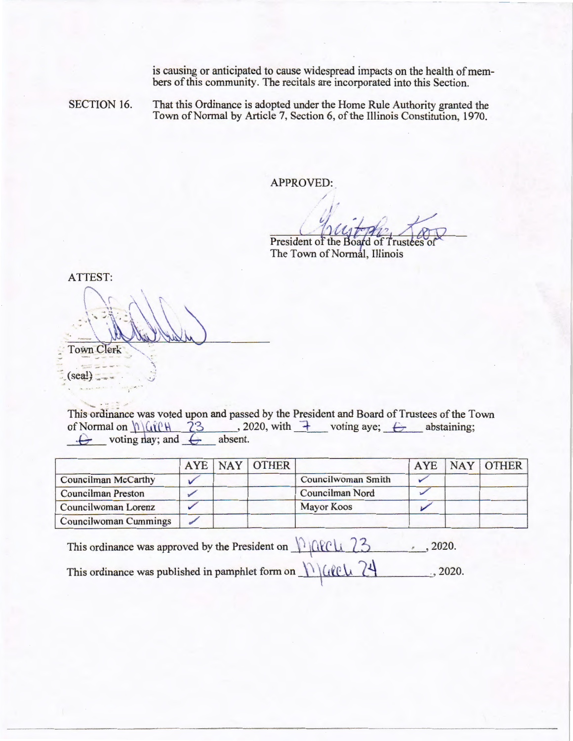is causing or anticipated to cause widespread impacts on the health of members of this community. The recitals are incorporated into this Section.

SECTION 16. That this Ordinance is adopted under the Home Rule Authority granted the Town of Normal by Article 7, Section 6, of the Illinois Constitution, 1970.

APPROVED:

President of the Board of Trustees of
The Town of Normal, Illinois

ATTEST:

Town Clerk

(seal)

This ordinance was voted upon and passed by the President and Board of Trustees of the Town of Normal on March 23, 2020, with 7 voting aye; 0 abstaining; 0 voting nay; and 0 absent.

| | AYE | NAY | OTHER | | AYE | NAY | OTHER |
|---|---|---|---|---|---|---|---|
| Councilman McCarthy | ✓ | | | Councilwoman Smith | ✓ | | |
| Councilman Preston | ✓ | | | Councilman Nord | ✓ | | |
| Councilwoman Lorenz | ✓ | | | Mayor Koos | ✓ | | |
| Councilwoman Cummings | ✓ | | | | | | |

This ordinance was approved by the President on March 23, 2020.

This ordinance was published in pamphlet form on March 24, 2020.